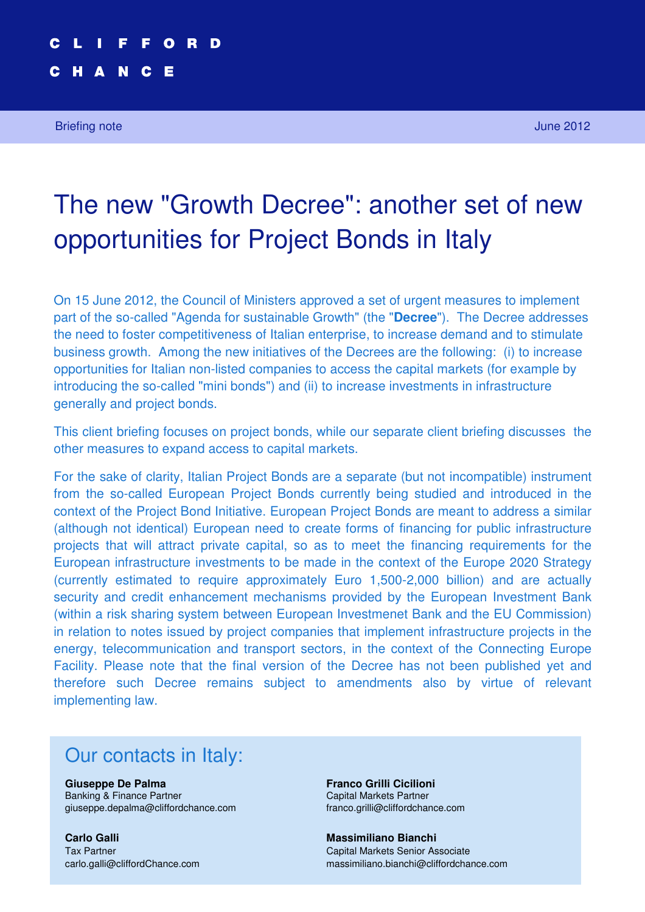CLIFFORD CHANCE

Briefing note — June 2012

# The new "Growth Decree": another set of new opportunities for Project Bonds in Italy

On 15 June 2012, the Council of Ministers approved a set of urgent measures to implement part of the so-called "Agenda for sustainable Growth" (the "**Decree**"). The Decree addresses the need to foster competitiveness of Italian enterprise, to increase demand and to stimulate business growth. Among the new initiatives of the Decrees are the following: (i) to increase opportunities for Italian non-listed companies to access the capital markets (for example by introducing the so-called "mini bonds") and (ii) to increase investments in infrastructure generally and project bonds.

This client briefing focuses on project bonds, while our separate client briefing discusses the other measures to expand access to capital markets.

For the sake of clarity, Italian Project Bonds are a separate (but not incompatible) instrument from the so-called European Project Bonds currently being studied and introduced in the context of the Project Bond Initiative. European Project Bonds are meant to address a similar (although not identical) European need to create forms of financing for public infrastructure projects that will attract private capital, so as to meet the financing requirements for the European infrastructure investments to be made in the context of the Europe 2020 Strategy (currently estimated to require approximately Euro 1,500-2,000 billion) and are actually security and credit enhancement mechanisms provided by the European Investment Bank (within a risk sharing system between European Investmenet Bank and the EU Commission) in relation to notes issued by project companies that implement infrastructure projects in the energy, telecommunication and transport sectors, in the context of the Connecting Europe Facility. Please note that the final version of the Decree has not been published yet and therefore such Decree remains subject to amendments also by virtue of relevant implementing law.

## Our contacts in Italy:

**Giuseppe De Palma**
Banking & Finance Partner
giuseppe.depalma@cliffordchance.com

**Franco Grilli Cicilioni**
Capital Markets Partner
franco.grilli@cliffordchance.com

**Carlo Galli**
Tax Partner
carlo.galli@cliffordChance.com

**Massimiliano Bianchi**
Capital Markets Senior Associate
massimiliano.bianchi@cliffordchance.com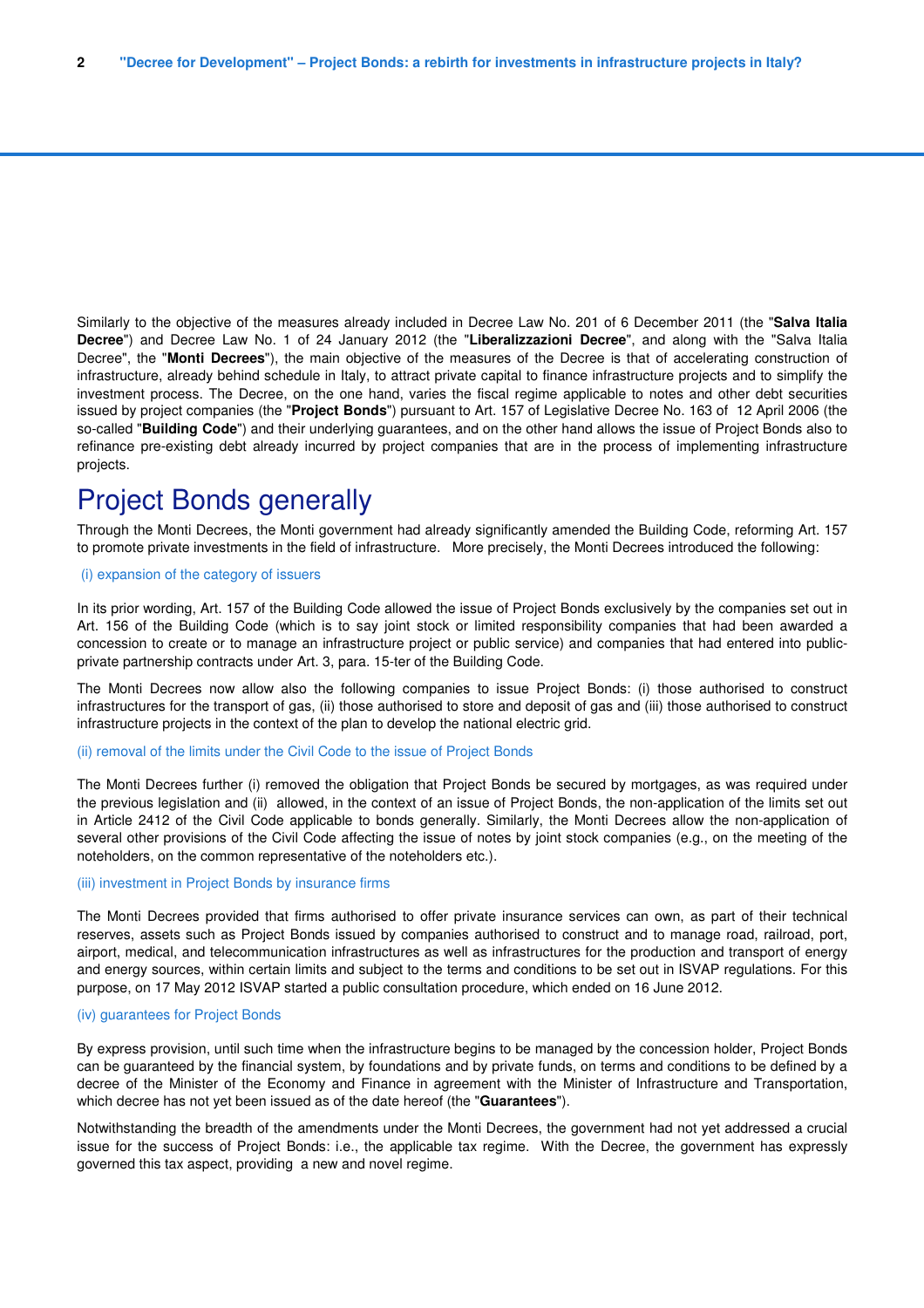Similarly to the objective of the measures already included in Decree Law No. 201 of 6 December 2011 (the "**Salva Italia Decree**") and Decree Law No. 1 of 24 January 2012 (the "**Liberalizzazioni Decree**", and along with the "Salva Italia Decree", the "**Monti Decrees**"), the main objective of the measures of the Decree is that of accelerating construction of infrastructure, already behind schedule in Italy, to attract private capital to finance infrastructure projects and to simplify the investment process. The Decree, on the one hand, varies the fiscal regime applicable to notes and other debt securities issued by project companies (the "**Project Bonds**") pursuant to Art. 157 of Legislative Decree No. 163 of 12 April 2006 (the so-called "**Building Code**") and their underlying guarantees, and on the other hand allows the issue of Project Bonds also to refinance pre-existing debt already incurred by project companies that are in the process of implementing infrastructure projects.

# Project Bonds generally

Through the Monti Decrees, the Monti government had already significantly amended the Building Code, reforming Art. 157 to promote private investments in the field of infrastructure. More precisely, the Monti Decrees introduced the following:

### (i) expansion of the category of issuers

In its prior wording, Art. 157 of the Building Code allowed the issue of Project Bonds exclusively by the companies set out in Art. 156 of the Building Code (which is to say joint stock or limited responsibility companies that had been awarded a concession to create or to manage an infrastructure project or public service) and companies that had entered into public-private partnership contracts under Art. 3, para. 15-ter of the Building Code.

The Monti Decrees now allow also the following companies to issue Project Bonds: (i) those authorised to construct infrastructures for the transport of gas, (ii) those authorised to store and deposit of gas and (iii) those authorised to construct infrastructure projects in the context of the plan to develop the national electric grid.

### (ii) removal of the limits under the Civil Code to the issue of Project Bonds

The Monti Decrees further (i) removed the obligation that Project Bonds be secured by mortgages, as was required under the previous legislation and (ii) allowed, in the context of an issue of Project Bonds, the non-application of the limits set out in Article 2412 of the Civil Code applicable to bonds generally. Similarly, the Monti Decrees allow the non-application of several other provisions of the Civil Code affecting the issue of notes by joint stock companies (e.g., on the meeting of the noteholders, on the common representative of the noteholders etc.).

### (iii) investment in Project Bonds by insurance firms

The Monti Decrees provided that firms authorised to offer private insurance services can own, as part of their technical reserves, assets such as Project Bonds issued by companies authorised to construct and to manage road, railroad, port, airport, medical, and telecommunication infrastructures as well as infrastructures for the production and transport of energy and energy sources, within certain limits and subject to the terms and conditions to be set out in ISVAP regulations. For this purpose, on 17 May 2012 ISVAP started a public consultation procedure, which ended on 16 June 2012.

### (iv) guarantees for Project Bonds

By express provision, until such time when the infrastructure begins to be managed by the concession holder, Project Bonds can be guaranteed by the financial system, by foundations and by private funds, on terms and conditions to be defined by a decree of the Minister of the Economy and Finance in agreement with the Minister of Infrastructure and Transportation, which decree has not yet been issued as of the date hereof (the "**Guarantees**").

Notwithstanding the breadth of the amendments under the Monti Decrees, the government had not yet addressed a crucial issue for the success of Project Bonds: i.e., the applicable tax regime. With the Decree, the government has expressly governed this tax aspect, providing a new and novel regime.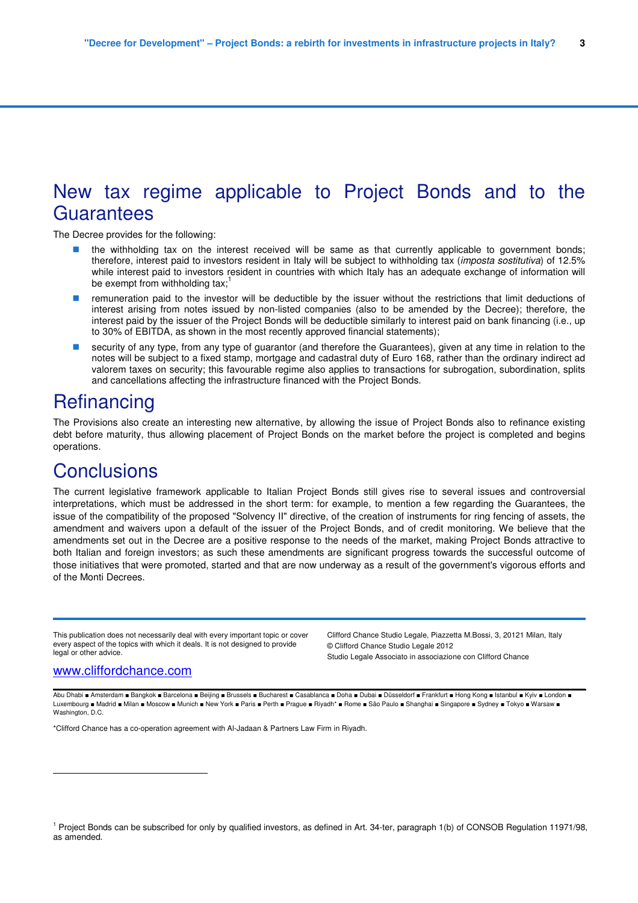## New tax regime applicable to Project Bonds and to the Guarantees

The Decree provides for the following:

- the withholding tax on the interest received will be same as that currently applicable to government bonds; therefore, interest paid to investors resident in Italy will be subject to withholding tax (*imposta sostitutiva*) of 12.5% while interest paid to investors resident in countries with which Italy has an adequate exchange of information will be exempt from withholding tax;[1]
- remuneration paid to the investor will be deductible by the issuer without the restrictions that limit deductions of interest arising from notes issued by non-listed companies (also to be amended by the Decree); therefore, the interest paid by the issuer of the Project Bonds will be deductible similarly to interest paid on bank financing (i.e., up to 30% of EBITDA, as shown in the most recently approved financial statements);
- security of any type, from any type of guarantor (and therefore the Guarantees), given at any time in relation to the notes will be subject to a fixed stamp, mortgage and cadastral duty of Euro 168, rather than the ordinary indirect ad valorem taxes on security; this favourable regime also applies to transactions for subrogation, subordination, splits and cancellations affecting the infrastructure financed with the Project Bonds.

## Refinancing

The Provisions also create an interesting new alternative, by allowing the issue of Project Bonds also to refinance existing debt before maturity, thus allowing placement of Project Bonds on the market before the project is completed and begins operations.

## Conclusions

The current legislative framework applicable to Italian Project Bonds still gives rise to several issues and controversial interpretations, which must be addressed in the short term: for example, to mention a few regarding the Guarantees, the issue of the compatibility of the proposed "Solvency II" directive, of the creation of instruments for ring fencing of assets, the amendment and waivers upon a default of the issuer of the Project Bonds, and of credit monitoring. We believe that the amendments set out in the Decree are a positive response to the needs of the market, making Project Bonds attractive to both Italian and foreign investors; as such these amendments are significant progress towards the successful outcome of those initiatives that were promoted, started and that are now underway as a result of the government's vigorous efforts and of the Monti Decrees.

This publication does not necessarily deal with every important topic or cover every aspect of the topics with which it deals. It is not designed to provide legal or other advice.

www.cliffordchance.com

Clifford Chance Studio Legale, Piazzetta M.Bossi, 3, 20121 Milan, Italy
© Clifford Chance Studio Legale 2012
Studio Legale Associato in associazione con Clifford Chance

Abu Dhabi ■ Amsterdam ■ Bangkok ■ Barcelona ■ Beijing ■ Brussels ■ Bucharest ■ Casablanca ■ Doha ■ Dubai ■ Düsseldorf ■ Frankfurt ■ Hong Kong ■ Istanbul ■ Kyiv ■ London ■ Luxembourg ■ Madrid ■ Milan ■ Moscow ■ Munich ■ New York ■ Paris ■ Perth ■ Prague ■ Riyadh* ■ Rome ■ São Paulo ■ Shanghai ■ Singapore ■ Sydney ■ Tokyo ■ Warsaw ■ Washington, D.C.

*Clifford Chance has a co-operation agreement with Al-Jadaan & Partners Law Firm in Riyadh.

[1] Project Bonds can be subscribed for only by qualified investors, as defined in Art. 34-ter, paragraph 1(b) of CONSOB Regulation 11971/98, as amended.